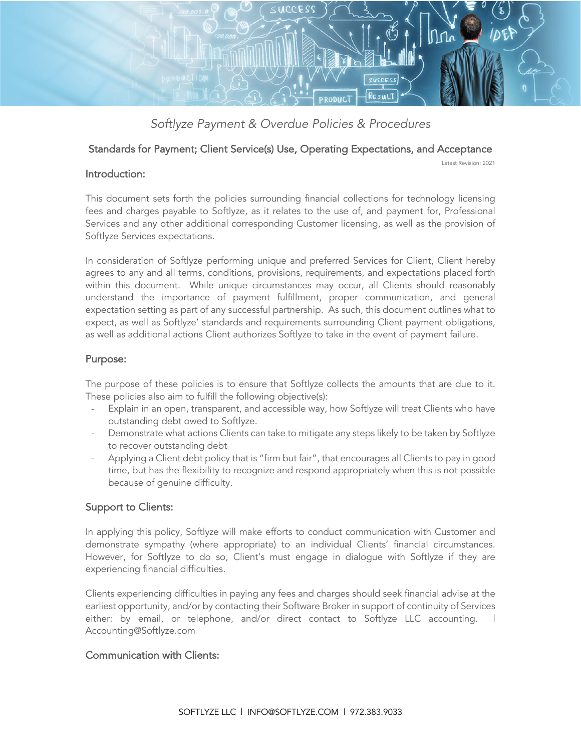# *Softlyze Payment & Overdue Policies & Procedures*

## Standards for Payment; Client Service(s) Use, Operating Expectations, and Acceptance

Latest Revision: 2021

### Introduction:

This document sets forth the policies surrounding financial collections for technology licensing fees and charges payable to Softlyze, as it relates to the use of, and payment for, Professional Services and any other additional corresponding Customer licensing, as well as the provision of Softlyze Services expectations.

In consideration of Softlyze performing unique and preferred Services for Client, Client hereby agrees to any and all terms, conditions, provisions, requirements, and expectations placed forth within this document. While unique circumstances may occur, all Clients should reasonably understand the importance of payment fulfillment, proper communication, and general expectation setting as part of any successful partnership. As such, this document outlines what to expect, as well as Softlyze' standards and requirements surrounding Client payment obligations, as well as additional actions Client authorizes Softlyze to take in the event of payment failure.

### Purpose:

The purpose of these policies is to ensure that Softlyze collects the amounts that are due to it. These policies also aim to fulfill the following objective(s):

- Explain in an open, transparent, and accessible way, how Softlyze will treat Clients who have outstanding debt owed to Softlyze.
- Demonstrate what actions Clients can take to mitigate any steps likely to be taken by Softlyze to recover outstanding debt
- Applying a Client debt policy that is "firm but fair", that encourages all Clients to pay in good time, but has the flexibility to recognize and respond appropriately when this is not possible because of genuine difficulty.

### Support to Clients:

In applying this policy, Softlyze will make efforts to conduct communication with Customer and demonstrate sympathy (where appropriate) to an individual Clients' financial circumstances. However, for Softlyze to do so, Client's must engage in dialogue with Softlyze if they are experiencing financial difficulties.

Clients experiencing difficulties in paying any fees and charges should seek financial advise at the earliest opportunity, and/or by contacting their Software Broker in support of continuity of Services either: by email, or telephone, and/or direct contact to Softlyze LLC accounting. | Accounting@Softlyze.com

### Communication with Clients: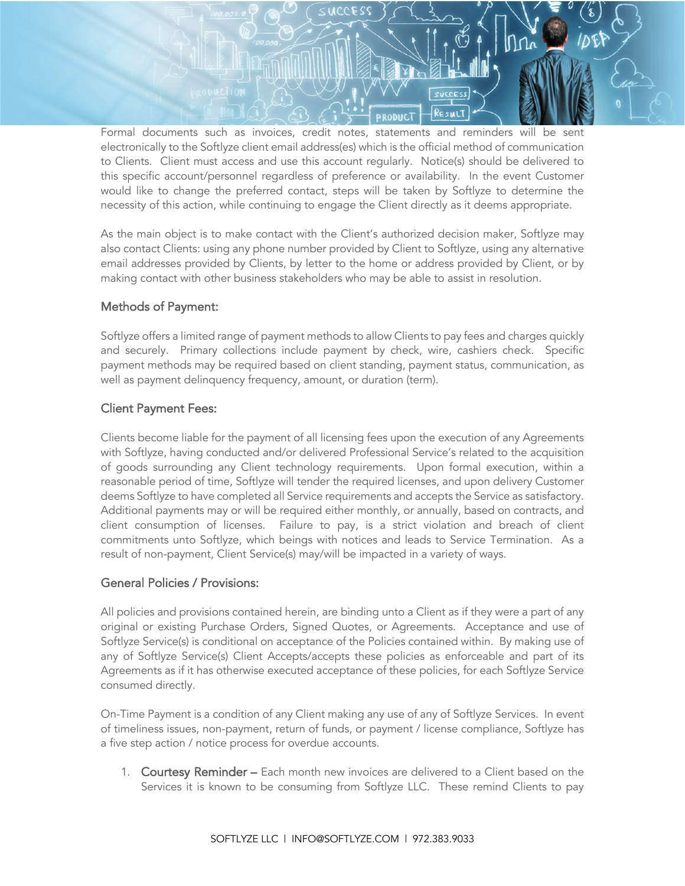Formal documents such as invoices, credit notes, statements and reminders will be sent electronically to the Softlyze client email address(es) which is the official method of communication to Clients. Client must access and use this account regularly. Notice(s) should be delivered to this specific account/personnel regardless of preference or availability. In the event Customer would like to change the preferred contact, steps will be taken by Softlyze to determine the necessity of this action, while continuing to engage the Client directly as it deems appropriate.

As the main object is to make contact with the Client's authorized decision maker, Softlyze may also contact Clients: using any phone number provided by Client to Softlyze, using any alternative email addresses provided by Clients, by letter to the home or address provided by Client, or by making contact with other business stakeholders who may be able to assist in resolution.

### Methods of Payment:

Softlyze offers a limited range of payment methods to allow Clients to pay fees and charges quickly and securely. Primary collections include payment by check, wire, cashiers check. Specific payment methods may be required based on client standing, payment status, communication, as well as payment delinquency frequency, amount, or duration (term).

### Client Payment Fees:

Clients become liable for the payment of all licensing fees upon the execution of any Agreements with Softlyze, having conducted and/or delivered Professional Service's related to the acquisition of goods surrounding any Client technology requirements. Upon formal execution, within a reasonable period of time, Softlyze will tender the required licenses, and upon delivery Customer deems Softlyze to have completed all Service requirements and accepts the Service as satisfactory. Additional payments may or will be required either monthly, or annually, based on contracts, and client consumption of licenses. Failure to pay, is a strict violation and breach of client commitments unto Softlyze, which beings with notices and leads to Service Termination. As a result of non-payment, Client Service(s) may/will be impacted in a variety of ways.

### General Policies / Provisions:

All policies and provisions contained herein, are binding unto a Client as if they were a part of any original or existing Purchase Orders, Signed Quotes, or Agreements. Acceptance and use of Softlyze Service(s) is conditional on acceptance of the Policies contained within. By making use of any of Softlyze Service(s) Client Accepts/accepts these policies as enforceable and part of its Agreements as if it has otherwise executed acceptance of these policies, for each Softlyze Service consumed directly.

On-Time Payment is a condition of any Client making any use of any of Softlyze Services. In event of timeliness issues, non-payment, return of funds, or payment / license compliance, Softlyze has a five step action / notice process for overdue accounts.

1. Courtesy Reminder – Each month new invoices are delivered to a Client based on the Services it is known to be consuming from Softlyze LLC. These remind Clients to pay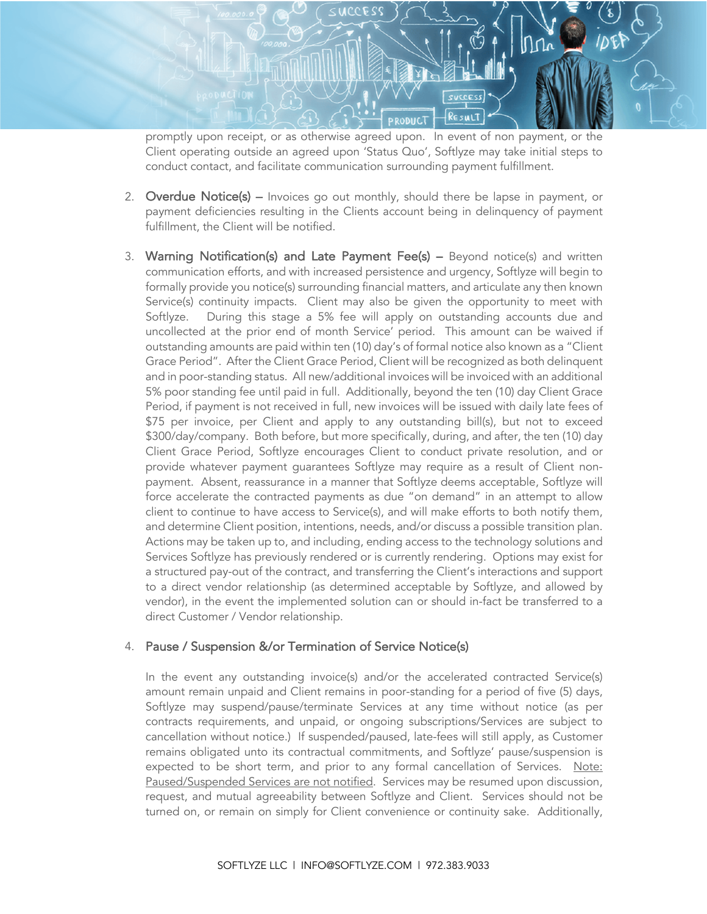promptly upon receipt, or as otherwise agreed upon. In event of non payment, or the Client operating outside an agreed upon 'Status Quo', Softlyze may take initial steps to conduct contact, and facilitate communication surrounding payment fulfillment.

2. Overdue Notice(s) – Invoices go out monthly, should there be lapse in payment, or payment deficiencies resulting in the Clients account being in delinquency of payment fulfillment, the Client will be notified.

3. Warning Notification(s) and Late Payment Fee(s) – Beyond notice(s) and written communication efforts, and with increased persistence and urgency, Softlyze will begin to formally provide you notice(s) surrounding financial matters, and articulate any then known Service(s) continuity impacts. Client may also be given the opportunity to meet with Softlyze. During this stage a 5% fee will apply on outstanding accounts due and uncollected at the prior end of month Service' period. This amount can be waived if outstanding amounts are paid within ten (10) day's of formal notice also known as a "Client Grace Period". After the Client Grace Period, Client will be recognized as both delinquent and in poor-standing status. All new/additional invoices will be invoiced with an additional 5% poor standing fee until paid in full. Additionally, beyond the ten (10) day Client Grace Period, if payment is not received in full, new invoices will be issued with daily late fees of $75 per invoice, per Client and apply to any outstanding bill(s), but not to exceed $300/day/company. Both before, but more specifically, during, and after, the ten (10) day Client Grace Period, Softlyze encourages Client to conduct private resolution, and or provide whatever payment guarantees Softlyze may require as a result of Client non-payment. Absent, reassurance in a manner that Softlyze deems acceptable, Softlyze will force accelerate the contracted payments as due "on demand" in an attempt to allow client to continue to have access to Service(s), and will make efforts to both notify them, and determine Client position, intentions, needs, and/or discuss a possible transition plan. Actions may be taken up to, and including, ending access to the technology solutions and Services Softlyze has previously rendered or is currently rendering. Options may exist for a structured pay-out of the contract, and transferring the Client's interactions and support to a direct vendor relationship (as determined acceptable by Softlyze, and allowed by vendor), in the event the implemented solution can or should in-fact be transferred to a direct Customer / Vendor relationship.

4. Pause / Suspension &/or Termination of Service Notice(s)

   In the event any outstanding invoice(s) and/or the accelerated contracted Service(s) amount remain unpaid and Client remains in poor-standing for a period of five (5) days, Softlyze may suspend/pause/terminate Services at any time without notice (as per contracts requirements, and unpaid, or ongoing subscriptions/Services are subject to cancellation without notice.) If suspended/paused, late-fees will still apply, as Customer remains obligated unto its contractual commitments, and Softlyze' pause/suspension is expected to be short term, and prior to any formal cancellation of Services. Note: Paused/Suspended Services are not notified. Services may be resumed upon discussion, request, and mutual agreeability between Softlyze and Client. Services should not be turned on, or remain on simply for Client convenience or continuity sake. Additionally,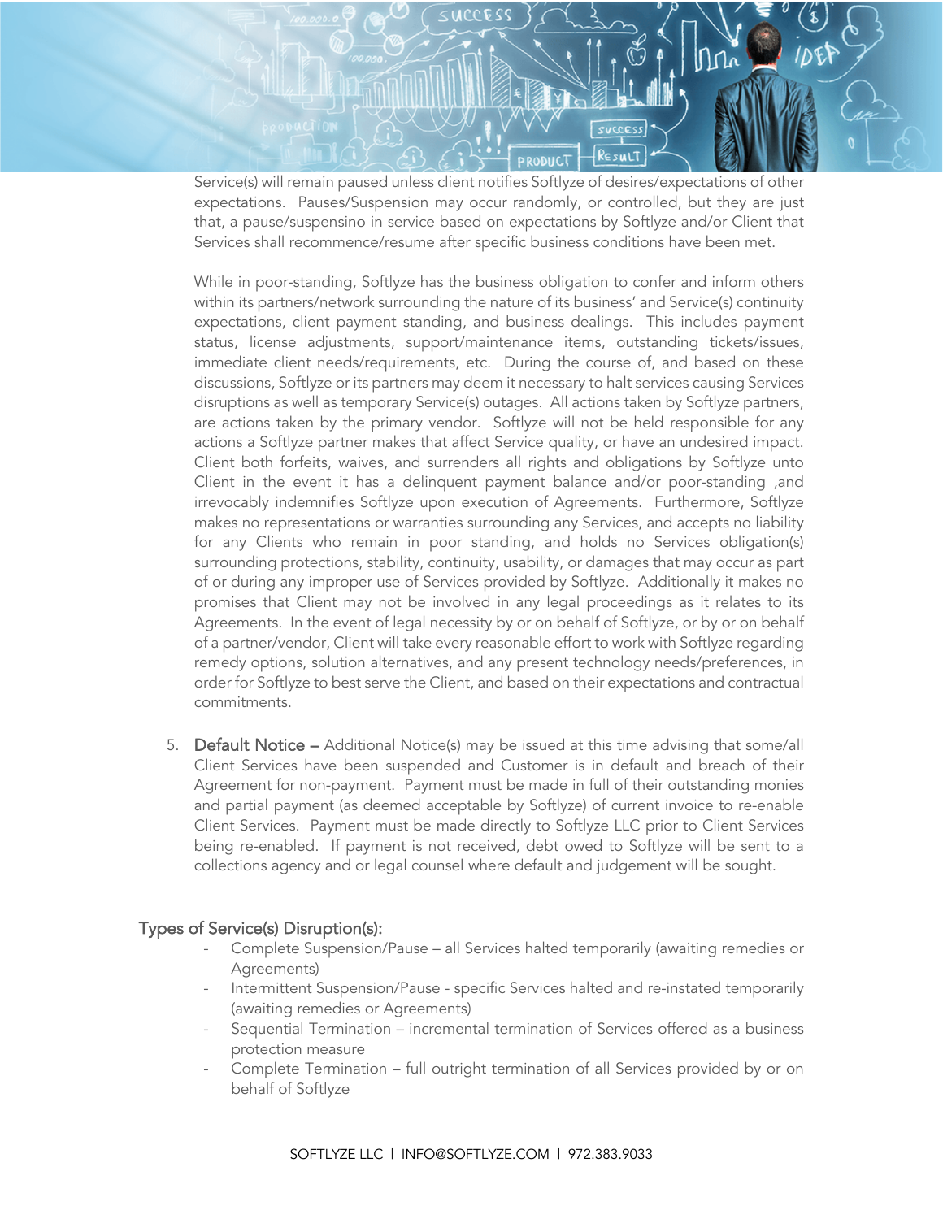Service(s) will remain paused unless client notifies Softlyze of desires/expectations of other expectations. Pauses/Suspension may occur randomly, or controlled, but they are just that, a pause/suspensino in service based on expectations by Softlyze and/or Client that Services shall recommence/resume after specific business conditions have been met.

While in poor-standing, Softlyze has the business obligation to confer and inform others within its partners/network surrounding the nature of its business' and Service(s) continuity expectations, client payment standing, and business dealings. This includes payment status, license adjustments, support/maintenance items, outstanding tickets/issues, immediate client needs/requirements, etc. During the course of, and based on these discussions, Softlyze or its partners may deem it necessary to halt services causing Services disruptions as well as temporary Service(s) outages. All actions taken by Softlyze partners, are actions taken by the primary vendor. Softlyze will not be held responsible for any actions a Softlyze partner makes that affect Service quality, or have an undesired impact. Client both forfeits, waives, and surrenders all rights and obligations by Softlyze unto Client in the event it has a delinquent payment balance and/or poor-standing ,and irrevocably indemnifies Softlyze upon execution of Agreements. Furthermore, Softlyze makes no representations or warranties surrounding any Services, and accepts no liability for any Clients who remain in poor standing, and holds no Services obligation(s) surrounding protections, stability, continuity, usability, or damages that may occur as part of or during any improper use of Services provided by Softlyze. Additionally it makes no promises that Client may not be involved in any legal proceedings as it relates to its Agreements. In the event of legal necessity by or on behalf of Softlyze, or by or on behalf of a partner/vendor, Client will take every reasonable effort to work with Softlyze regarding remedy options, solution alternatives, and any present technology needs/preferences, in order for Softlyze to best serve the Client, and based on their expectations and contractual commitments.

5. **Default Notice –** Additional Notice(s) may be issued at this time advising that some/all Client Services have been suspended and Customer is in default and breach of their Agreement for non-payment. Payment must be made in full of their outstanding monies and partial payment (as deemed acceptable by Softlyze) of current invoice to re-enable Client Services. Payment must be made directly to Softlyze LLC prior to Client Services being re-enabled. If payment is not received, debt owed to Softlyze will be sent to a collections agency and or legal counsel where default and judgement will be sought.

### Types of Service(s) Disruption(s):

- Complete Suspension/Pause – all Services halted temporarily (awaiting remedies or Agreements)
- Intermittent Suspension/Pause - specific Services halted and re-instated temporarily (awaiting remedies or Agreements)
- Sequential Termination – incremental termination of Services offered as a business protection measure
- Complete Termination – full outright termination of all Services provided by or on behalf of Softlyze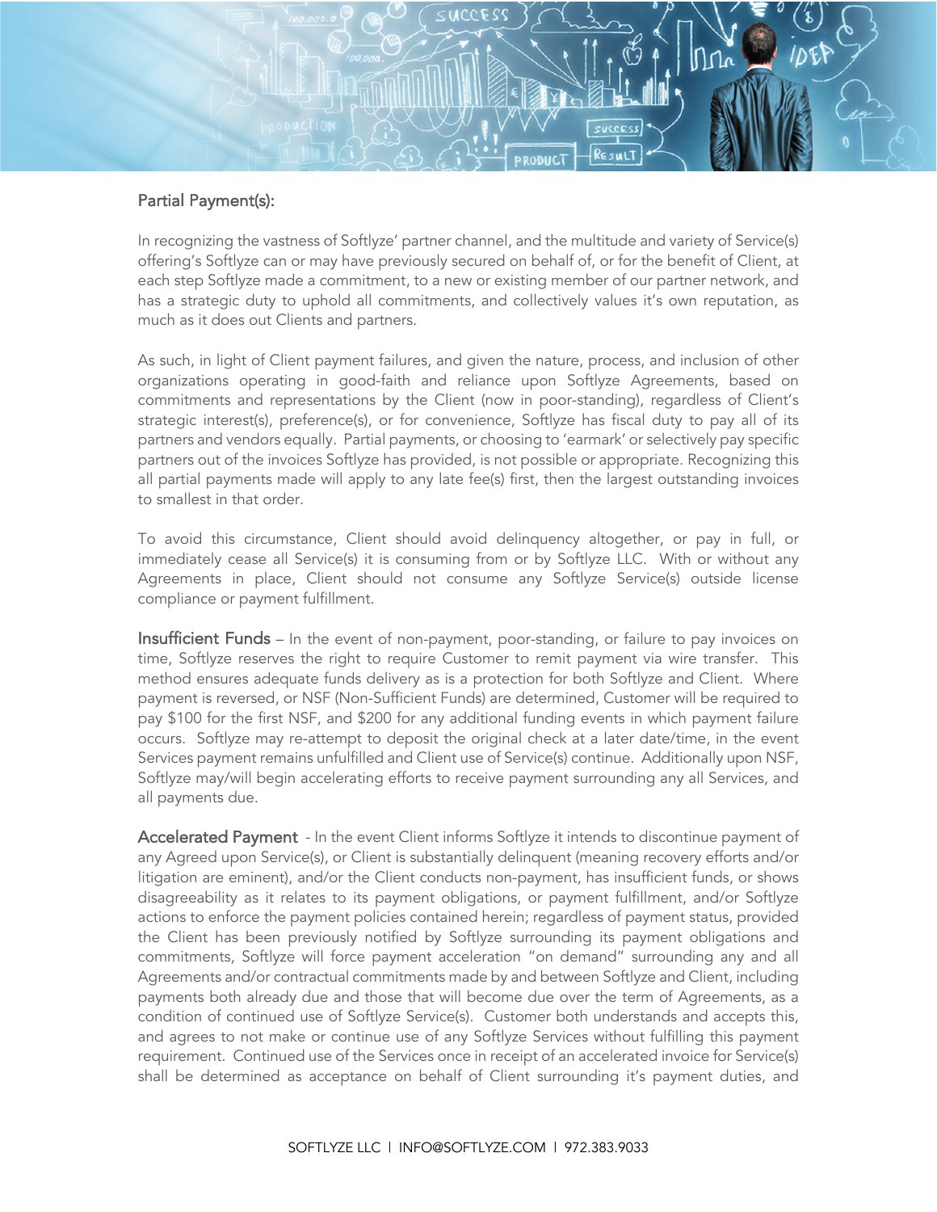## Partial Payment(s):

In recognizing the vastness of Softlyze' partner channel, and the multitude and variety of Service(s) offering's Softlyze can or may have previously secured on behalf of, or for the benefit of Client, at each step Softlyze made a commitment, to a new or existing member of our partner network, and has a strategic duty to uphold all commitments, and collectively values it's own reputation, as much as it does out Clients and partners.

As such, in light of Client payment failures, and given the nature, process, and inclusion of other organizations operating in good-faith and reliance upon Softlyze Agreements, based on commitments and representations by the Client (now in poor-standing), regardless of Client's strategic interest(s), preference(s), or for convenience, Softlyze has fiscal duty to pay all of its partners and vendors equally. Partial payments, or choosing to 'earmark' or selectively pay specific partners out of the invoices Softlyze has provided, is not possible or appropriate. Recognizing this all partial payments made will apply to any late fee(s) first, then the largest outstanding invoices to smallest in that order.

To avoid this circumstance, Client should avoid delinquency altogether, or pay in full, or immediately cease all Service(s) it is consuming from or by Softlyze LLC. With or without any Agreements in place, Client should not consume any Softlyze Service(s) outside license compliance or payment fulfillment.

**Insufficient Funds** – In the event of non-payment, poor-standing, or failure to pay invoices on time, Softlyze reserves the right to require Customer to remit payment via wire transfer. This method ensures adequate funds delivery as is a protection for both Softlyze and Client. Where payment is reversed, or NSF (Non-Sufficient Funds) are determined, Customer will be required to pay $100 for the first NSF, and $200 for any additional funding events in which payment failure occurs. Softlyze may re-attempt to deposit the original check at a later date/time, in the event Services payment remains unfulfilled and Client use of Service(s) continue. Additionally upon NSF, Softlyze may/will begin accelerating efforts to receive payment surrounding any all Services, and all payments due.

**Accelerated Payment** - In the event Client informs Softlyze it intends to discontinue payment of any Agreed upon Service(s), or Client is substantially delinquent (meaning recovery efforts and/or litigation are eminent), and/or the Client conducts non-payment, has insufficient funds, or shows disagreeability as it relates to its payment obligations, or payment fulfillment, and/or Softlyze actions to enforce the payment policies contained herein; regardless of payment status, provided the Client has been previously notified by Softlyze surrounding its payment obligations and commitments, Softlyze will force payment acceleration "on demand" surrounding any and all Agreements and/or contractual commitments made by and between Softlyze and Client, including payments both already due and those that will become due over the term of Agreements, as a condition of continued use of Softlyze Service(s). Customer both understands and accepts this, and agrees to not make or continue use of any Softlyze Services without fulfilling this payment requirement. Continued use of the Services once in receipt of an accelerated invoice for Service(s) shall be determined as acceptance on behalf of Client surrounding it's payment duties, and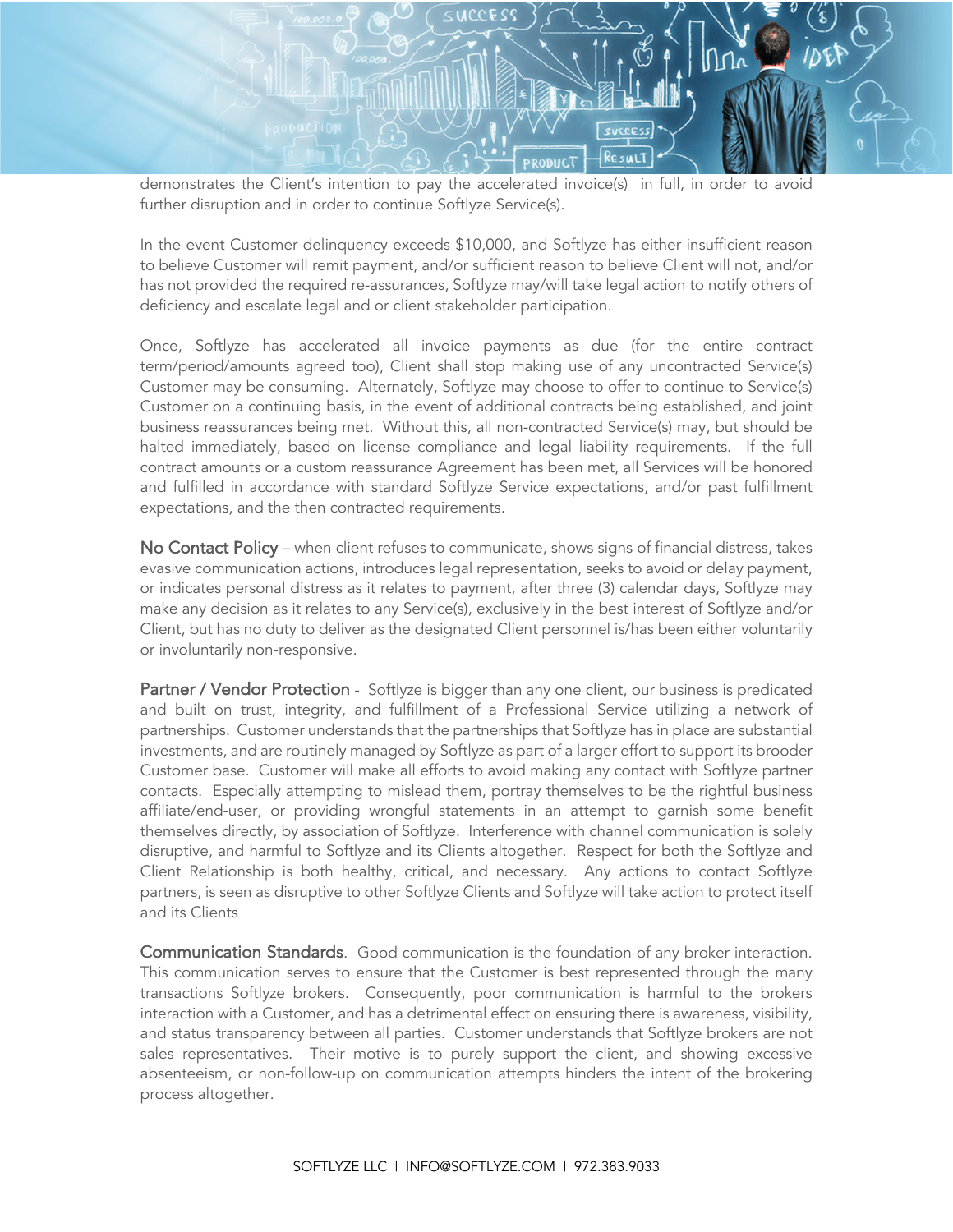demonstrates the Client's intention to pay the accelerated invoice(s) in full, in order to avoid further disruption and in order to continue Softlyze Service(s).

In the event Customer delinquency exceeds $10,000, and Softlyze has either insufficient reason to believe Customer will remit payment, and/or sufficient reason to believe Client will not, and/or has not provided the required re-assurances, Softlyze may/will take legal action to notify others of deficiency and escalate legal and or client stakeholder participation.

Once, Softlyze has accelerated all invoice payments as due (for the entire contract term/period/amounts agreed too), Client shall stop making use of any uncontracted Service(s) Customer may be consuming. Alternately, Softlyze may choose to offer to continue to Service(s) Customer on a continuing basis, in the event of additional contracts being established, and joint business reassurances being met. Without this, all non-contracted Service(s) may, but should be halted immediately, based on license compliance and legal liability requirements. If the full contract amounts or a custom reassurance Agreement has been met, all Services will be honored and fulfilled in accordance with standard Softlyze Service expectations, and/or past fulfillment expectations, and the then contracted requirements.

No Contact Policy – when client refuses to communicate, shows signs of financial distress, takes evasive communication actions, introduces legal representation, seeks to avoid or delay payment, or indicates personal distress as it relates to payment, after three (3) calendar days, Softlyze may make any decision as it relates to any Service(s), exclusively in the best interest of Softlyze and/or Client, but has no duty to deliver as the designated Client personnel is/has been either voluntarily or involuntarily non-responsive.

Partner / Vendor Protection - Softlyze is bigger than any one client, our business is predicated and built on trust, integrity, and fulfillment of a Professional Service utilizing a network of partnerships. Customer understands that the partnerships that Softlyze has in place are substantial investments, and are routinely managed by Softlyze as part of a larger effort to support its brooder Customer base. Customer will make all efforts to avoid making any contact with Softlyze partner contacts. Especially attempting to mislead them, portray themselves to be the rightful business affiliate/end-user, or providing wrongful statements in an attempt to garnish some benefit themselves directly, by association of Softlyze. Interference with channel communication is solely disruptive, and harmful to Softlyze and its Clients altogether. Respect for both the Softlyze and Client Relationship is both healthy, critical, and necessary. Any actions to contact Softlyze partners, is seen as disruptive to other Softlyze Clients and Softlyze will take action to protect itself and its Clients

Communication Standards. Good communication is the foundation of any broker interaction. This communication serves to ensure that the Customer is best represented through the many transactions Softlyze brokers. Consequently, poor communication is harmful to the brokers interaction with a Customer, and has a detrimental effect on ensuring there is awareness, visibility, and status transparency between all parties. Customer understands that Softlyze brokers are not sales representatives. Their motive is to purely support the client, and showing excessive absenteeism, or non-follow-up on communication attempts hinders the intent of the brokering process altogether.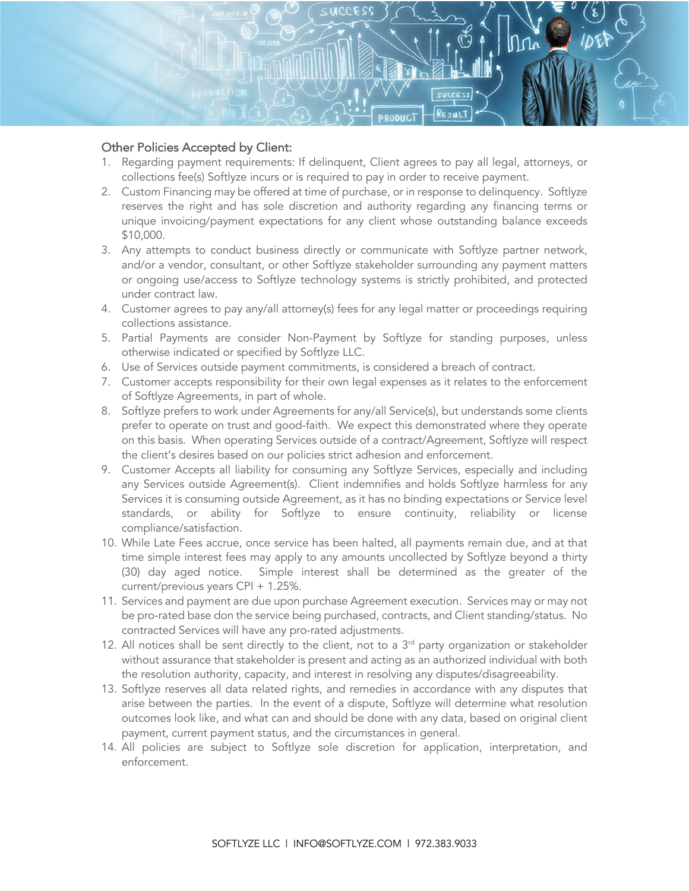## Other Policies Accepted by Client:

1. Regarding payment requirements: If delinquent, Client agrees to pay all legal, attorneys, or collections fee(s) Softlyze incurs or is required to pay in order to receive payment.
2. Custom Financing may be offered at time of purchase, or in response to delinquency. Softlyze reserves the right and has sole discretion and authority regarding any financing terms or unique invoicing/payment expectations for any client whose outstanding balance exceeds $10,000.
3. Any attempts to conduct business directly or communicate with Softlyze partner network, and/or a vendor, consultant, or other Softlyze stakeholder surrounding any payment matters or ongoing use/access to Softlyze technology systems is strictly prohibited, and protected under contract law.
4. Customer agrees to pay any/all attorney(s) fees for any legal matter or proceedings requiring collections assistance.
5. Partial Payments are consider Non-Payment by Softlyze for standing purposes, unless otherwise indicated or specified by Softlyze LLC.
6. Use of Services outside payment commitments, is considered a breach of contract.
7. Customer accepts responsibility for their own legal expenses as it relates to the enforcement of Softlyze Agreements, in part of whole.
8. Softlyze prefers to work under Agreements for any/all Service(s), but understands some clients prefer to operate on trust and good-faith. We expect this demonstrated where they operate on this basis. When operating Services outside of a contract/Agreement, Softlyze will respect the client's desires based on our policies strict adhesion and enforcement.
9. Customer Accepts all liability for consuming any Softlyze Services, especially and including any Services outside Agreement(s). Client indemnifies and holds Softlyze harmless for any Services it is consuming outside Agreement, as it has no binding expectations or Service level standards, or ability for Softlyze to ensure continuity, reliability or license compliance/satisfaction.
10. While Late Fees accrue, once service has been halted, all payments remain due, and at that time simple interest fees may apply to any amounts uncollected by Softlyze beyond a thirty (30) day aged notice. Simple interest shall be determined as the greater of the current/previous years CPI + 1.25%.
11. Services and payment are due upon purchase Agreement execution. Services may or may not be pro-rated base don the service being purchased, contracts, and Client standing/status. No contracted Services will have any pro-rated adjustments.
12. All notices shall be sent directly to the client, not to a 3rd party organization or stakeholder without assurance that stakeholder is present and acting as an authorized individual with both the resolution authority, capacity, and interest in resolving any disputes/disagreeability.
13. Softlyze reserves all data related rights, and remedies in accordance with any disputes that arise between the parties. In the event of a dispute, Softlyze will determine what resolution outcomes look like, and what can and should be done with any data, based on original client payment, current payment status, and the circumstances in general.
14. All policies are subject to Softlyze sole discretion for application, interpretation, and enforcement.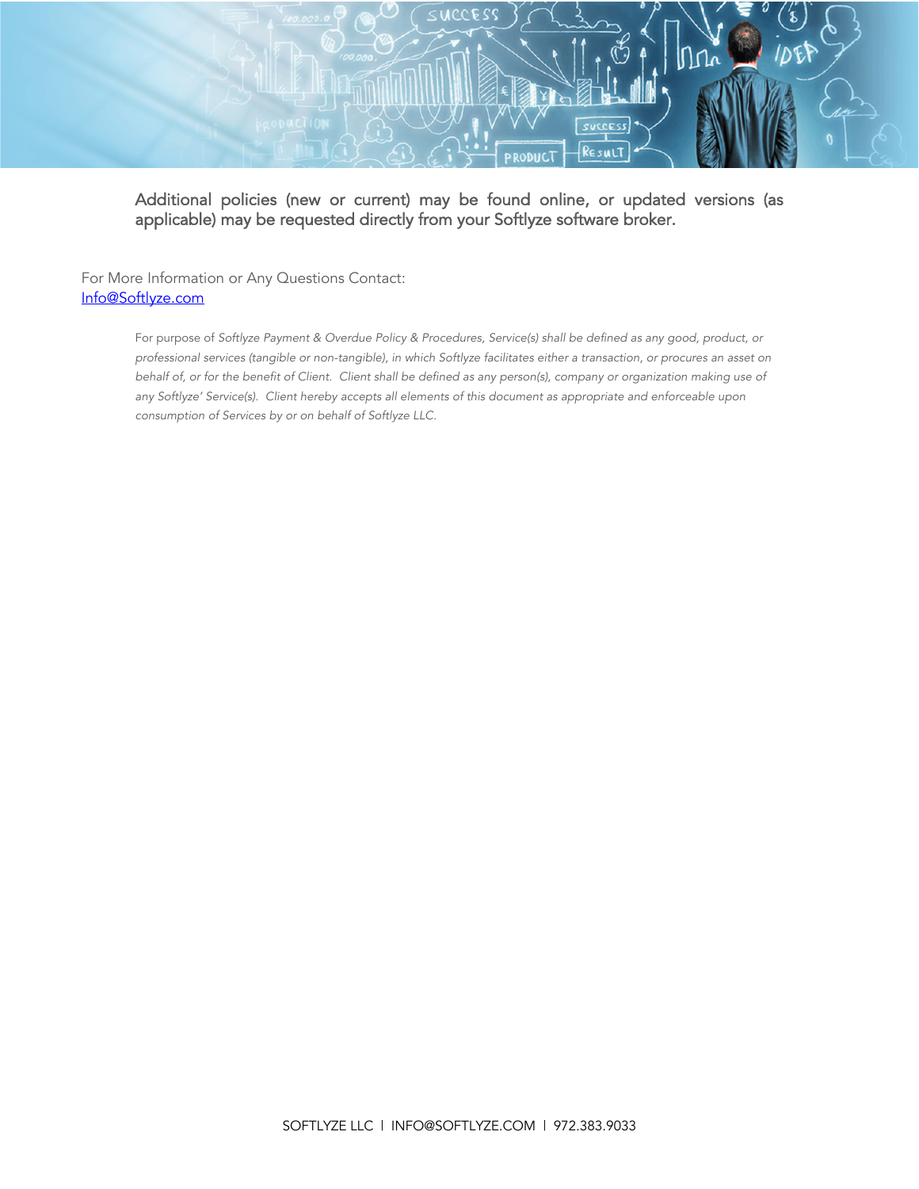Additional policies (new or current) may be found online, or updated versions (as applicable) may be requested directly from your Softlyze software broker.

For More Information or Any Questions Contact:
Info@Softlyze.com

For purpose of *Softlyze Payment & Overdue Policy & Procedures, Service(s) shall be defined as any good, product, or professional services (tangible or non-tangible), in which Softlyze facilitates either a transaction, or procures an asset on behalf of, or for the benefit of Client. Client shall be defined as any person(s), company or organization making use of any Softlyze' Service(s). Client hereby accepts all elements of this document as appropriate and enforceable upon consumption of Services by or on behalf of Softlyze LLC.*

SOFTLYZE LLC | INFO@SOFTLYZE.COM | 972.383.9033